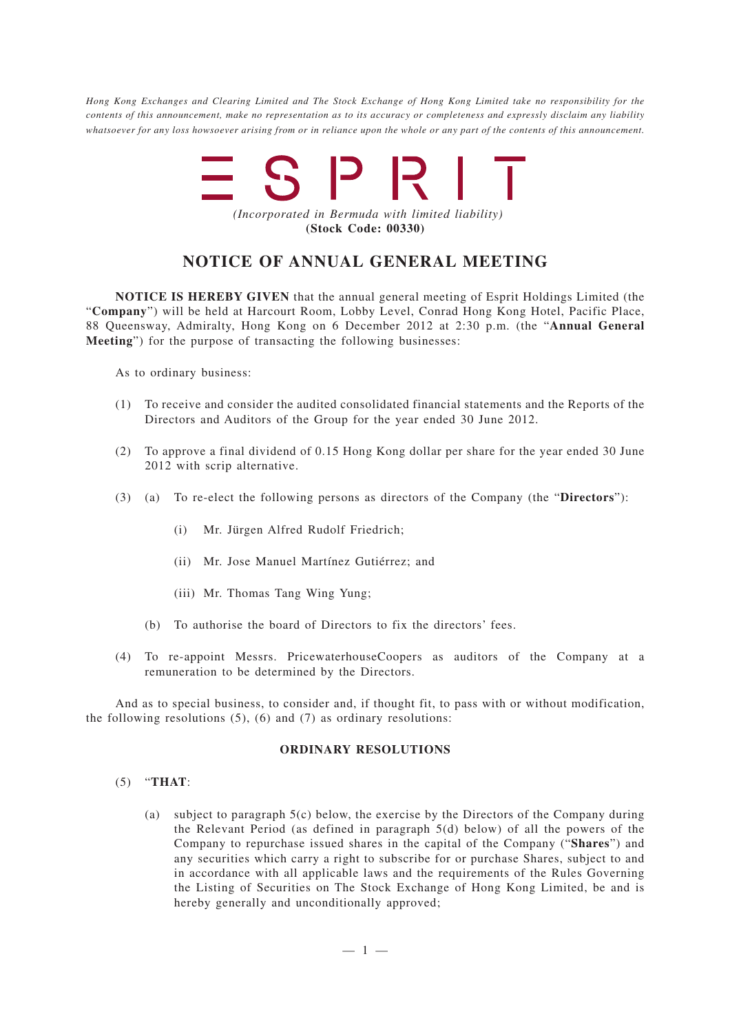*Hong Kong Exchanges and Clearing Limited and The Stock Exchange of Hong Kong Limited take no responsibility for the contents of this announcement, make no representation as to its accuracy or completeness and expressly disclaim any liability whatsoever for any loss howsoever arising from or in reliance upon the whole or any part of the contents of this announcement.*

ESPRIT

*(Incorporated in Bermuda with limited liability)*
**(Stock Code: 00330)**

# NOTICE OF ANNUAL GENERAL MEETING

**NOTICE IS HEREBY GIVEN** that the annual general meeting of Esprit Holdings Limited (the "**Company**") will be held at Harcourt Room, Lobby Level, Conrad Hong Kong Hotel, Pacific Place, 88 Queensway, Admiralty, Hong Kong on 6 December 2012 at 2:30 p.m. (the "**Annual General Meeting**") for the purpose of transacting the following businesses:

As to ordinary business:

(1) To receive and consider the audited consolidated financial statements and the Reports of the Directors and Auditors of the Group for the year ended 30 June 2012.

(2) To approve a final dividend of 0.15 Hong Kong dollar per share for the year ended 30 June 2012 with scrip alternative.

(3) (a) To re-elect the following persons as directors of the Company (the "**Directors**"):

(i) Mr. Jürgen Alfred Rudolf Friedrich;

(ii) Mr. Jose Manuel Martínez Gutiérrez; and

(iii) Mr. Thomas Tang Wing Yung;

(b) To authorise the board of Directors to fix the directors' fees.

(4) To re-appoint Messrs. PricewaterhouseCoopers as auditors of the Company at a remuneration to be determined by the Directors.

And as to special business, to consider and, if thought fit, to pass with or without modification, the following resolutions (5), (6) and (7) as ordinary resolutions:

## ORDINARY RESOLUTIONS

(5) "**THAT**:

(a) subject to paragraph 5(c) below, the exercise by the Directors of the Company during the Relevant Period (as defined in paragraph 5(d) below) of all the powers of the Company to repurchase issued shares in the capital of the Company ("**Shares**") and any securities which carry a right to subscribe for or purchase Shares, subject to and in accordance with all applicable laws and the requirements of the Rules Governing the Listing of Securities on The Stock Exchange of Hong Kong Limited, be and is hereby generally and unconditionally approved;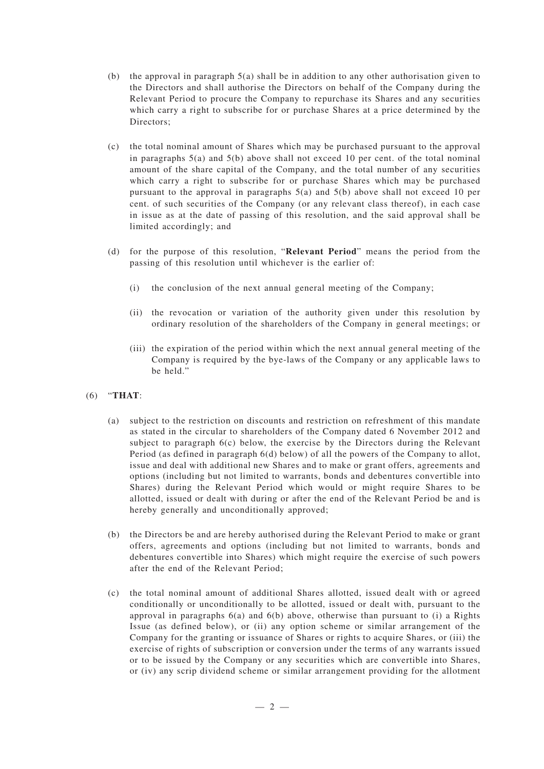(b) the approval in paragraph 5(a) shall be in addition to any other authorisation given to the Directors and shall authorise the Directors on behalf of the Company during the Relevant Period to procure the Company to repurchase its Shares and any securities which carry a right to subscribe for or purchase Shares at a price determined by the Directors;

(c) the total nominal amount of Shares which may be purchased pursuant to the approval in paragraphs 5(a) and 5(b) above shall not exceed 10 per cent. of the total nominal amount of the share capital of the Company, and the total number of any securities which carry a right to subscribe for or purchase Shares which may be purchased pursuant to the approval in paragraphs 5(a) and 5(b) above shall not exceed 10 per cent. of such securities of the Company (or any relevant class thereof), in each case in issue as at the date of passing of this resolution, and the said approval shall be limited accordingly; and

(d) for the purpose of this resolution, "**Relevant Period**" means the period from the passing of this resolution until whichever is the earlier of:

(i) the conclusion of the next annual general meeting of the Company;

(ii) the revocation or variation of the authority given under this resolution by ordinary resolution of the shareholders of the Company in general meetings; or

(iii) the expiration of the period within which the next annual general meeting of the Company is required by the bye-laws of the Company or any applicable laws to be held."

(6) "**THAT**:

(a) subject to the restriction on discounts and restriction on refreshment of this mandate as stated in the circular to shareholders of the Company dated 6 November 2012 and subject to paragraph 6(c) below, the exercise by the Directors during the Relevant Period (as defined in paragraph 6(d) below) of all the powers of the Company to allot, issue and deal with additional new Shares and to make or grant offers, agreements and options (including but not limited to warrants, bonds and debentures convertible into Shares) during the Relevant Period which would or might require Shares to be allotted, issued or dealt with during or after the end of the Relevant Period be and is hereby generally and unconditionally approved;

(b) the Directors be and are hereby authorised during the Relevant Period to make or grant offers, agreements and options (including but not limited to warrants, bonds and debentures convertible into Shares) which might require the exercise of such powers after the end of the Relevant Period;

(c) the total nominal amount of additional Shares allotted, issued dealt with or agreed conditionally or unconditionally to be allotted, issued or dealt with, pursuant to the approval in paragraphs 6(a) and 6(b) above, otherwise than pursuant to (i) a Rights Issue (as defined below), or (ii) any option scheme or similar arrangement of the Company for the granting or issuance of Shares or rights to acquire Shares, or (iii) the exercise of rights of subscription or conversion under the terms of any warrants issued or to be issued by the Company or any securities which are convertible into Shares, or (iv) any scrip dividend scheme or similar arrangement providing for the allotment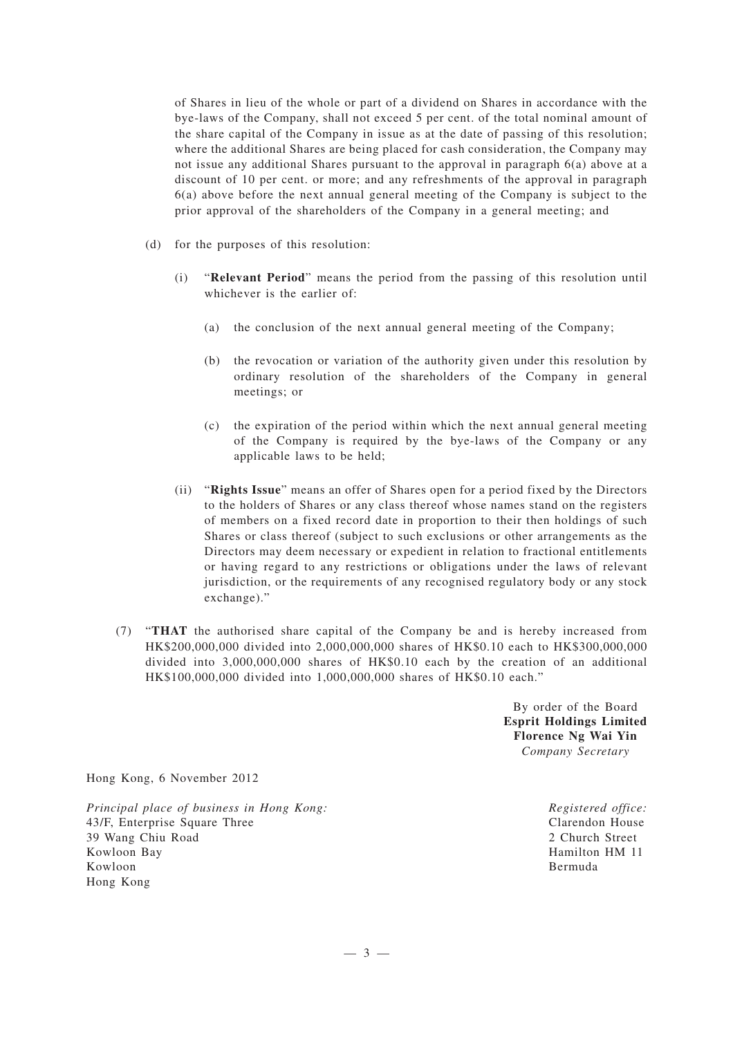of Shares in lieu of the whole or part of a dividend on Shares in accordance with the bye-laws of the Company, shall not exceed 5 per cent. of the total nominal amount of the share capital of the Company in issue as at the date of passing of this resolution; where the additional Shares are being placed for cash consideration, the Company may not issue any additional Shares pursuant to the approval in paragraph 6(a) above at a discount of 10 per cent. or more; and any refreshments of the approval in paragraph 6(a) above before the next annual general meeting of the Company is subject to the prior approval of the shareholders of the Company in a general meeting; and

(d) for the purposes of this resolution:

(i) "**Relevant Period**" means the period from the passing of this resolution until whichever is the earlier of:

(a) the conclusion of the next annual general meeting of the Company;

(b) the revocation or variation of the authority given under this resolution by ordinary resolution of the shareholders of the Company in general meetings; or

(c) the expiration of the period within which the next annual general meeting of the Company is required by the bye-laws of the Company or any applicable laws to be held;

(ii) "**Rights Issue**" means an offer of Shares open for a period fixed by the Directors to the holders of Shares or any class thereof whose names stand on the registers of members on a fixed record date in proportion to their then holdings of such Shares or class thereof (subject to such exclusions or other arrangements as the Directors may deem necessary or expedient in relation to fractional entitlements or having regard to any restrictions or obligations under the laws of relevant jurisdiction, or the requirements of any recognised regulatory body or any stock exchange)."

(7) "**THAT** the authorised share capital of the Company be and is hereby increased from HK$200,000,000 divided into 2,000,000,000 shares of HK$0.10 each to HK$300,000,000 divided into 3,000,000,000 shares of HK$0.10 each by the creation of an additional HK$100,000,000 divided into 1,000,000,000 shares of HK$0.10 each."

By order of the Board
**Esprit Holdings Limited**
**Florence Ng Wai Yin**
*Company Secretary*

Hong Kong, 6 November 2012

*Principal place of business in Hong Kong:*
43/F, Enterprise Square Three
39 Wang Chiu Road
Kowloon Bay
Kowloon
Hong Kong

*Registered office:*
Clarendon House
2 Church Street
Hamilton HM 11
Bermuda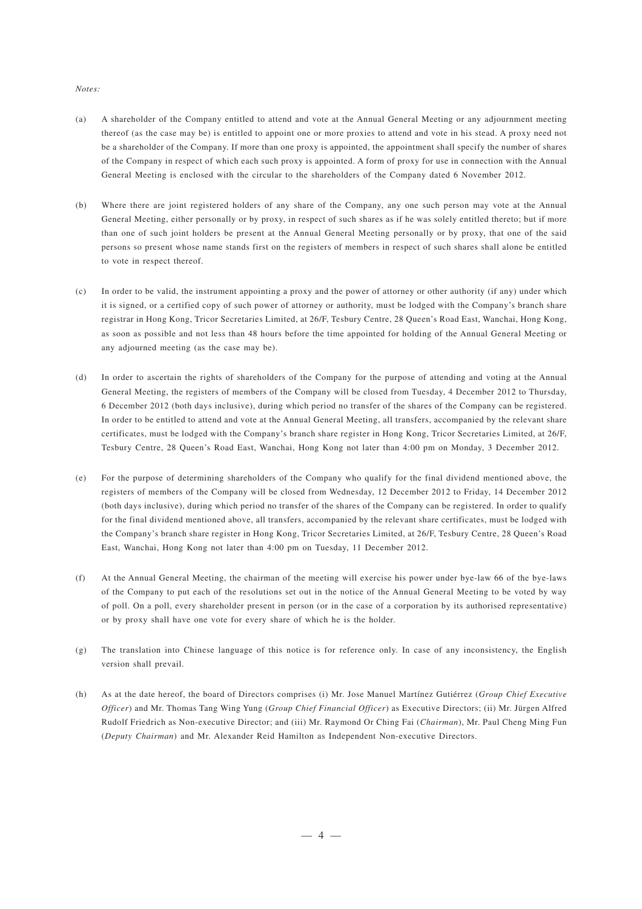*Notes:*

(a) A shareholder of the Company entitled to attend and vote at the Annual General Meeting or any adjournment meeting thereof (as the case may be) is entitled to appoint one or more proxies to attend and vote in his stead. A proxy need not be a shareholder of the Company. If more than one proxy is appointed, the appointment shall specify the number of shares of the Company in respect of which each such proxy is appointed. A form of proxy for use in connection with the Annual General Meeting is enclosed with the circular to the shareholders of the Company dated 6 November 2012.

(b) Where there are joint registered holders of any share of the Company, any one such person may vote at the Annual General Meeting, either personally or by proxy, in respect of such shares as if he was solely entitled thereto; but if more than one of such joint holders be present at the Annual General Meeting personally or by proxy, that one of the said persons so present whose name stands first on the registers of members in respect of such shares shall alone be entitled to vote in respect thereof.

(c) In order to be valid, the instrument appointing a proxy and the power of attorney or other authority (if any) under which it is signed, or a certified copy of such power of attorney or authority, must be lodged with the Company's branch share registrar in Hong Kong, Tricor Secretaries Limited, at 26/F, Tesbury Centre, 28 Queen's Road East, Wanchai, Hong Kong, as soon as possible and not less than 48 hours before the time appointed for holding of the Annual General Meeting or any adjourned meeting (as the case may be).

(d) In order to ascertain the rights of shareholders of the Company for the purpose of attending and voting at the Annual General Meeting, the registers of members of the Company will be closed from Tuesday, 4 December 2012 to Thursday, 6 December 2012 (both days inclusive), during which period no transfer of the shares of the Company can be registered. In order to be entitled to attend and vote at the Annual General Meeting, all transfers, accompanied by the relevant share certificates, must be lodged with the Company's branch share register in Hong Kong, Tricor Secretaries Limited, at 26/F, Tesbury Centre, 28 Queen's Road East, Wanchai, Hong Kong not later than 4:00 pm on Monday, 3 December 2012.

(e) For the purpose of determining shareholders of the Company who qualify for the final dividend mentioned above, the registers of members of the Company will be closed from Wednesday, 12 December 2012 to Friday, 14 December 2012 (both days inclusive), during which period no transfer of the shares of the Company can be registered. In order to qualify for the final dividend mentioned above, all transfers, accompanied by the relevant share certificates, must be lodged with the Company's branch share register in Hong Kong, Tricor Secretaries Limited, at 26/F, Tesbury Centre, 28 Queen's Road East, Wanchai, Hong Kong not later than 4:00 pm on Tuesday, 11 December 2012.

(f) At the Annual General Meeting, the chairman of the meeting will exercise his power under bye-law 66 of the bye-laws of the Company to put each of the resolutions set out in the notice of the Annual General Meeting to be voted by way of poll. On a poll, every shareholder present in person (or in the case of a corporation by its authorised representative) or by proxy shall have one vote for every share of which he is the holder.

(g) The translation into Chinese language of this notice is for reference only. In case of any inconsistency, the English version shall prevail.

(h) As at the date hereof, the board of Directors comprises (i) Mr. Jose Manuel Martínez Gutiérrez (*Group Chief Executive Officer*) and Mr. Thomas Tang Wing Yung (*Group Chief Financial Officer*) as Executive Directors; (ii) Mr. Jürgen Alfred Rudolf Friedrich as Non-executive Director; and (iii) Mr. Raymond Or Ching Fai (*Chairman*), Mr. Paul Cheng Ming Fun (*Deputy Chairman*) and Mr. Alexander Reid Hamilton as Independent Non-executive Directors.